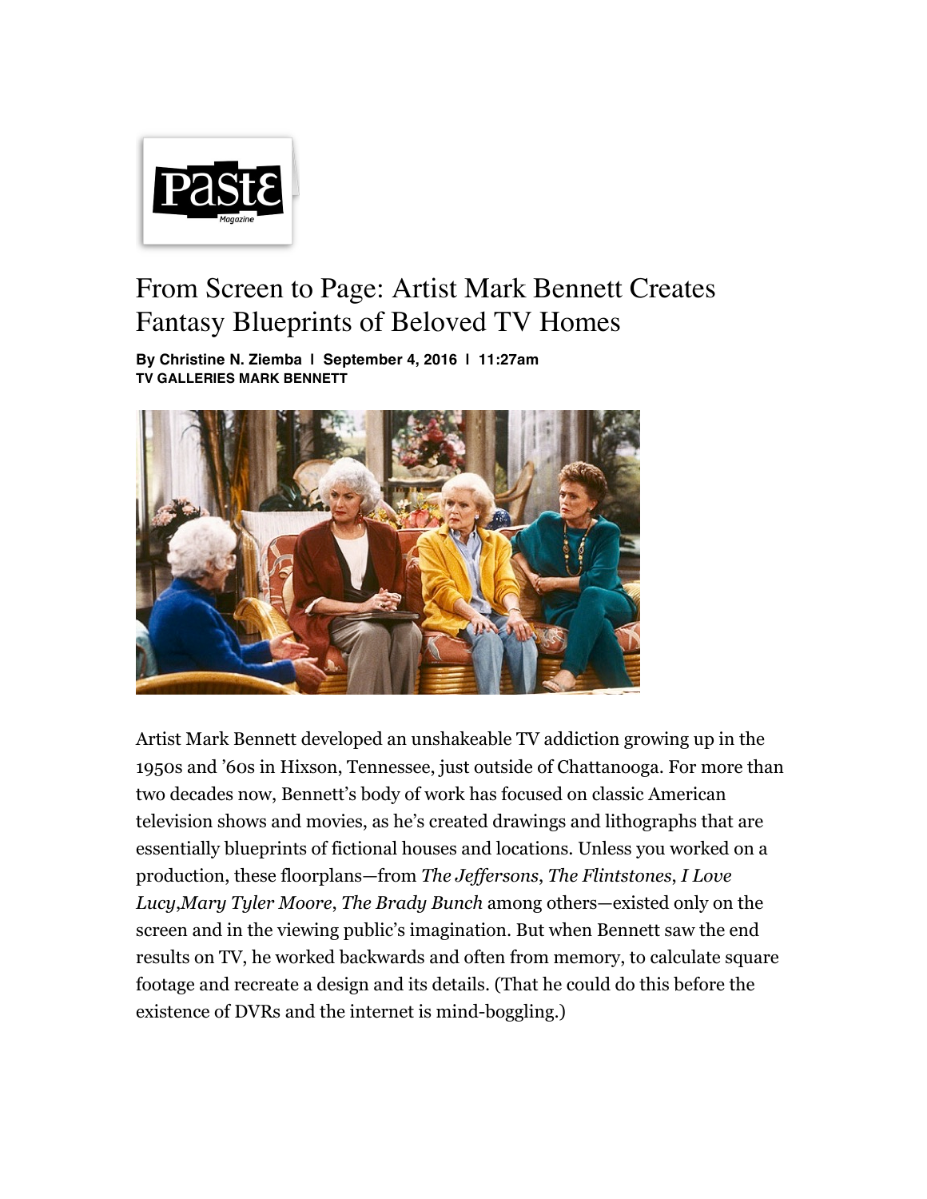# From Screen to Page: Artist Mark Bennett Creates Fantasy Blueprints of Beloved TV Homes

**By Christine N. Ziemba | September 4, 2016 | 11:27am**
**TV GALLERIES MARK BENNETT**

Artist Mark Bennett developed an unshakeable TV addiction growing up in the 1950s and '60s in Hixson, Tennessee, just outside of Chattanooga. For more than two decades now, Bennett's body of work has focused on classic American television shows and movies, as he's created drawings and lithographs that are essentially blueprints of fictional houses and locations. Unless you worked on a production, these floorplans—from *The Jeffersons*, *The Flintstones*, *I Love Lucy*,*Mary Tyler Moore*, *The Brady Bunch* among others—existed only on the screen and in the viewing public's imagination. But when Bennett saw the end results on TV, he worked backwards and often from memory, to calculate square footage and recreate a design and its details. (That he could do this before the existence of DVRs and the internet is mind-boggling.)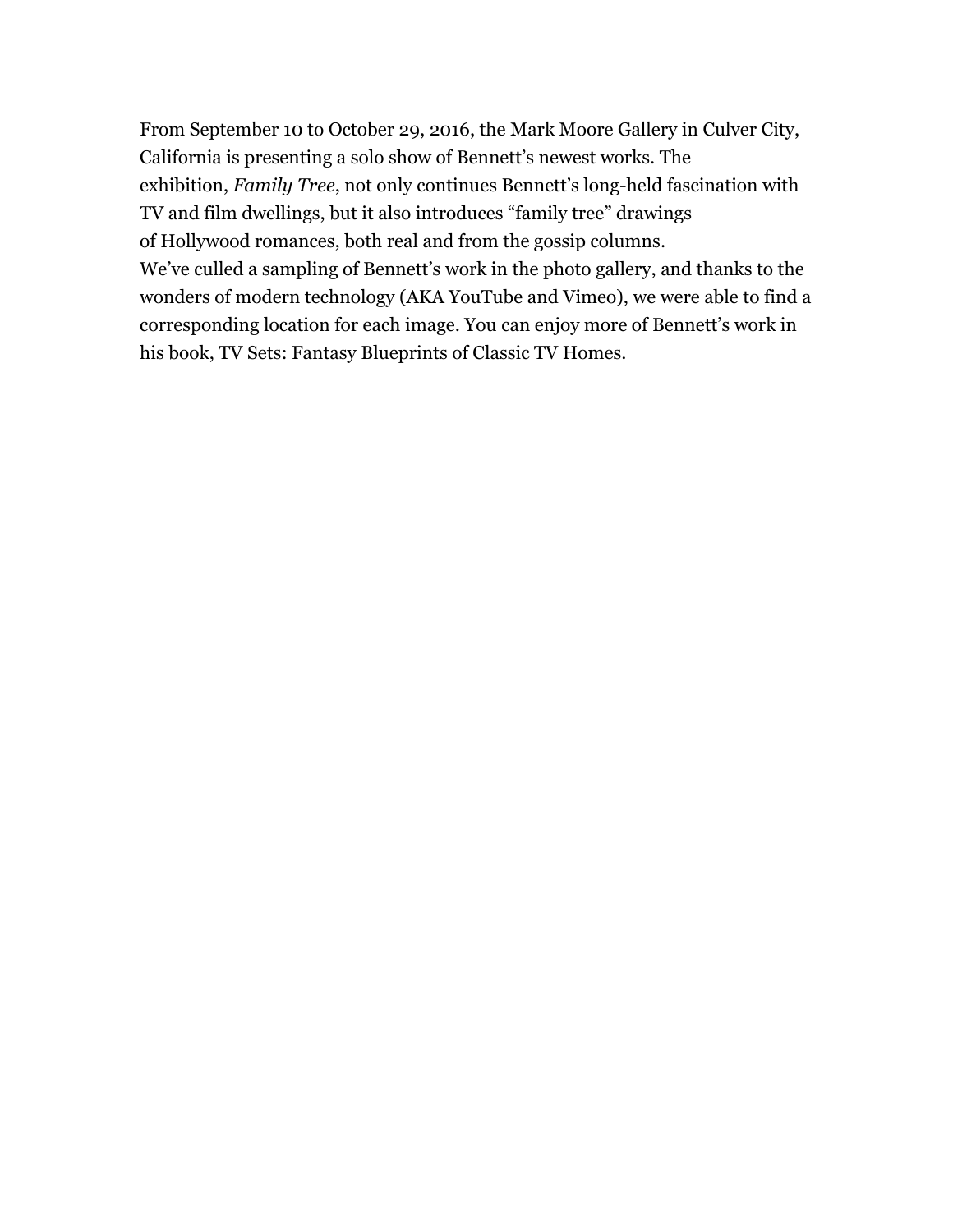From September 10 to October 29, 2016, the Mark Moore Gallery in Culver City, California is presenting a solo show of Bennett's newest works. The exhibition, *Family Tree*, not only continues Bennett's long-held fascination with TV and film dwellings, but it also introduces "family tree" drawings of Hollywood romances, both real and from the gossip columns.

We've culled a sampling of Bennett's work in the photo gallery, and thanks to the wonders of modern technology (AKA YouTube and Vimeo), we were able to find a corresponding location for each image. You can enjoy more of Bennett's work in his book, TV Sets: Fantasy Blueprints of Classic TV Homes.